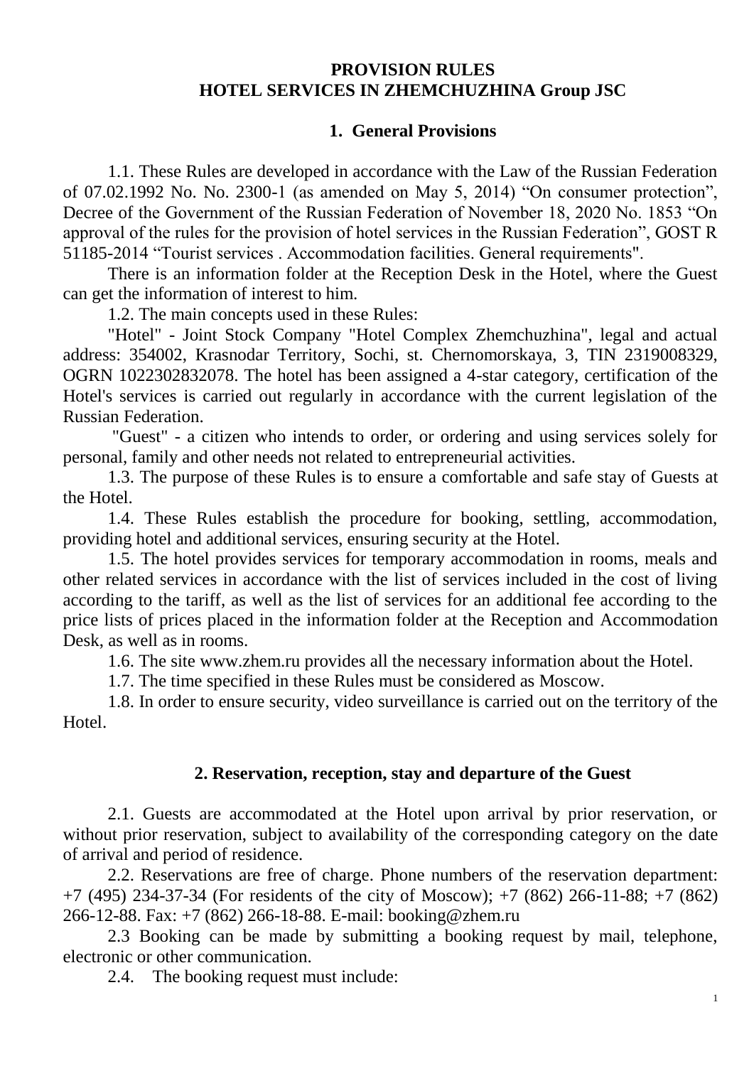# PROVISION RULES
# HOTEL SERVICES IN ZHEMCHUZHINA Group JSC

## 1. General Provisions

1.1. These Rules are developed in accordance with the Law of the Russian Federation of 07.02.1992 No. No. 2300-1 (as amended on May 5, 2014) "On consumer protection", Decree of the Government of the Russian Federation of November 18, 2020 No. 1853 "On approval of the rules for the provision of hotel services in the Russian Federation", GOST R 51185-2014 "Tourist services . Accommodation facilities. General requirements".

There is an information folder at the Reception Desk in the Hotel, where the Guest can get the information of interest to him.

1.2. The main concepts used in these Rules:

"Hotel" - Joint Stock Company "Hotel Complex Zhemchuzhina", legal and actual address: 354002, Krasnodar Territory, Sochi, st. Chernomorskaya, 3, TIN 2319008329, OGRN 1022302832078. The hotel has been assigned a 4-star category, certification of the Hotel's services is carried out regularly in accordance with the current legislation of the Russian Federation.

"Guest" - a citizen who intends to order, or ordering and using services solely for personal, family and other needs not related to entrepreneurial activities.

1.3. The purpose of these Rules is to ensure a comfortable and safe stay of Guests at the Hotel.

1.4. These Rules establish the procedure for booking, settling, accommodation, providing hotel and additional services, ensuring security at the Hotel.

1.5. The hotel provides services for temporary accommodation in rooms, meals and other related services in accordance with the list of services included in the cost of living according to the tariff, as well as the list of services for an additional fee according to the price lists of prices placed in the information folder at the Reception and Accommodation Desk, as well as in rooms.

1.6. The site www.zhem.ru provides all the necessary information about the Hotel.

1.7. The time specified in these Rules must be considered as Moscow.

1.8. In order to ensure security, video surveillance is carried out on the territory of the Hotel.

## 2. Reservation, reception, stay and departure of the Guest

2.1. Guests are accommodated at the Hotel upon arrival by prior reservation, or without prior reservation, subject to availability of the corresponding category on the date of arrival and period of residence.

2.2. Reservations are free of charge. Phone numbers of the reservation department: +7 (495) 234-37-34 (For residents of the city of Moscow); +7 (862) 266-11-88; +7 (862) 266-12-88. Fax: +7 (862) 266-18-88. E-mail: booking@zhem.ru

2.3 Booking can be made by submitting a booking request by mail, telephone, electronic or other communication.

2.4. The booking request must include: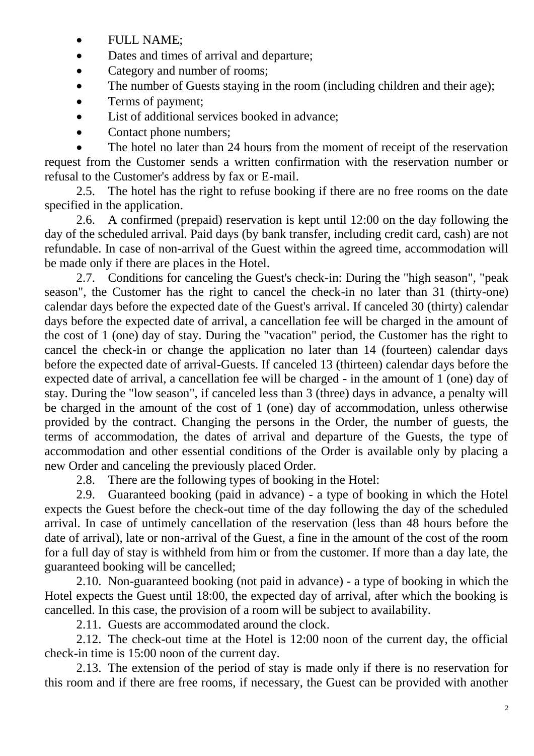- FULL NAME;
- Dates and times of arrival and departure;
- Category and number of rooms;
- The number of Guests staying in the room (including children and their age);
- Terms of payment;
- List of additional services booked in advance;
- Contact phone numbers;
- The hotel no later than 24 hours from the moment of receipt of the reservation request from the Customer sends a written confirmation with the reservation number or refusal to the Customer's address by fax or E-mail.

2.5. The hotel has the right to refuse booking if there are no free rooms on the date specified in the application.

2.6. A confirmed (prepaid) reservation is kept until 12:00 on the day following the day of the scheduled arrival. Paid days (by bank transfer, including credit card, cash) are not refundable. In case of non-arrival of the Guest within the agreed time, accommodation will be made only if there are places in the Hotel.

2.7. Conditions for canceling the Guest's check-in: During the "high season", "peak season", the Customer has the right to cancel the check-in no later than 31 (thirty-one) calendar days before the expected date of the Guest's arrival. If canceled 30 (thirty) calendar days before the expected date of arrival, a cancellation fee will be charged in the amount of the cost of 1 (one) day of stay. During the "vacation" period, the Customer has the right to cancel the check-in or change the application no later than 14 (fourteen) calendar days before the expected date of arrival-Guests. If canceled 13 (thirteen) calendar days before the expected date of arrival, a cancellation fee will be charged - in the amount of 1 (one) day of stay. During the "low season", if canceled less than 3 (three) days in advance, a penalty will be charged in the amount of the cost of 1 (one) day of accommodation, unless otherwise provided by the contract. Changing the persons in the Order, the number of guests, the terms of accommodation, the dates of arrival and departure of the Guests, the type of accommodation and other essential conditions of the Order is available only by placing a new Order and canceling the previously placed Order.

2.8. There are the following types of booking in the Hotel:

2.9. Guaranteed booking (paid in advance) - a type of booking in which the Hotel expects the Guest before the check-out time of the day following the day of the scheduled arrival. In case of untimely cancellation of the reservation (less than 48 hours before the date of arrival), late or non-arrival of the Guest, a fine in the amount of the cost of the room for a full day of stay is withheld from him or from the customer. If more than a day late, the guaranteed booking will be cancelled;

2.10. Non-guaranteed booking (not paid in advance) - a type of booking in which the Hotel expects the Guest until 18:00, the expected day of arrival, after which the booking is cancelled. In this case, the provision of a room will be subject to availability.

2.11. Guests are accommodated around the clock.

2.12. The check-out time at the Hotel is 12:00 noon of the current day, the official check-in time is 15:00 noon of the current day.

2.13. The extension of the period of stay is made only if there is no reservation for this room and if there are free rooms, if necessary, the Guest can be provided with another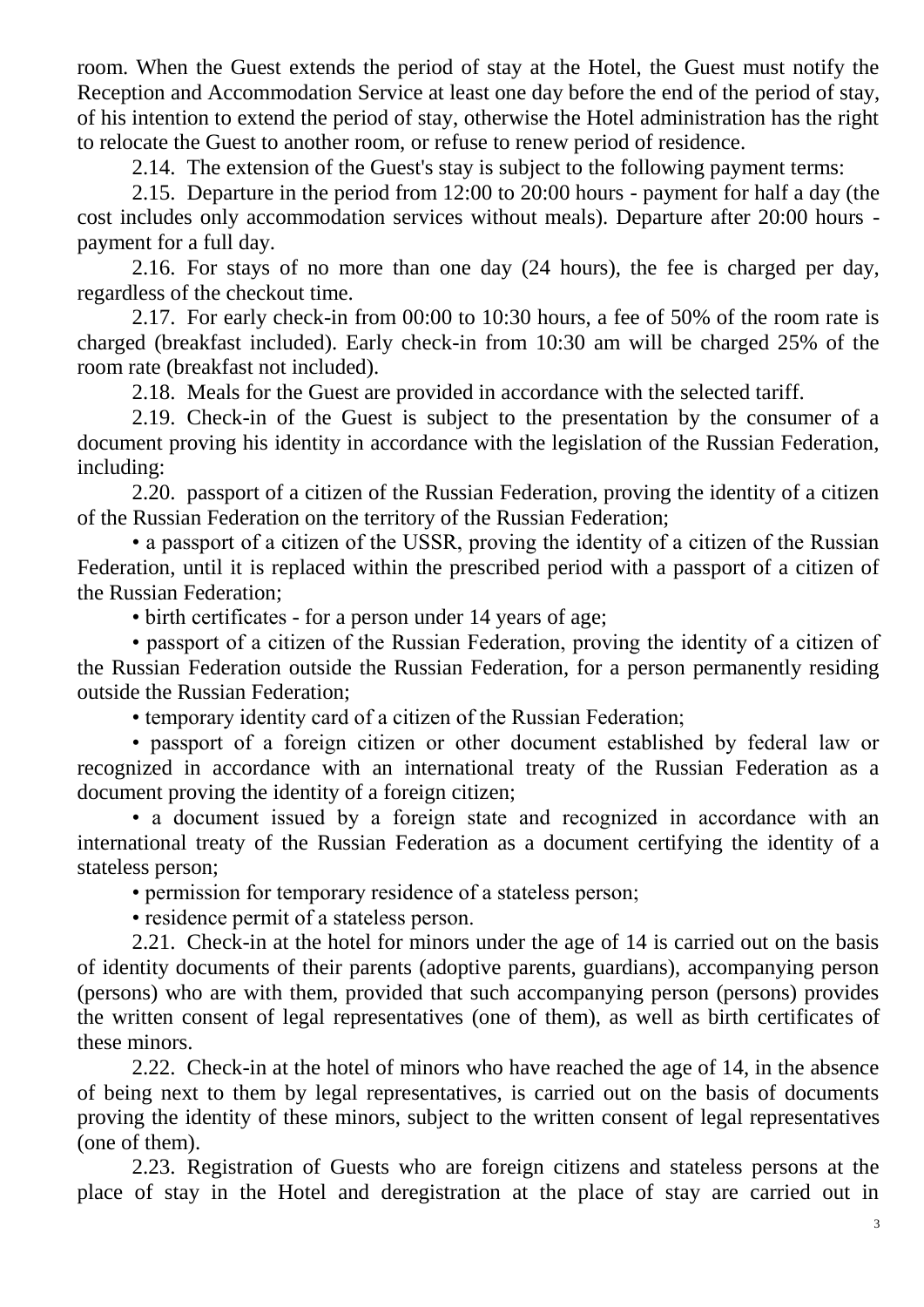room. When the Guest extends the period of stay at the Hotel, the Guest must notify the Reception and Accommodation Service at least one day before the end of the period of stay, of his intention to extend the period of stay, otherwise the Hotel administration has the right to relocate the Guest to another room, or refuse to renew period of residence.

2.14. The extension of the Guest's stay is subject to the following payment terms:

2.15. Departure in the period from 12:00 to 20:00 hours - payment for half a day (the cost includes only accommodation services without meals). Departure after 20:00 hours - payment for a full day.

2.16. For stays of no more than one day (24 hours), the fee is charged per day, regardless of the checkout time.

2.17. For early check-in from 00:00 to 10:30 hours, a fee of 50% of the room rate is charged (breakfast included). Early check-in from 10:30 am will be charged 25% of the room rate (breakfast not included).

2.18. Meals for the Guest are provided in accordance with the selected tariff.

2.19. Check-in of the Guest is subject to the presentation by the consumer of a document proving his identity in accordance with the legislation of the Russian Federation, including:

2.20. passport of a citizen of the Russian Federation, proving the identity of a citizen of the Russian Federation on the territory of the Russian Federation;

• a passport of a citizen of the USSR, proving the identity of a citizen of the Russian Federation, until it is replaced within the prescribed period with a passport of a citizen of the Russian Federation;

• birth certificates - for a person under 14 years of age;

• passport of a citizen of the Russian Federation, proving the identity of a citizen of the Russian Federation outside the Russian Federation, for a person permanently residing outside the Russian Federation;

• temporary identity card of a citizen of the Russian Federation;

• passport of a foreign citizen or other document established by federal law or recognized in accordance with an international treaty of the Russian Federation as a document proving the identity of a foreign citizen;

• a document issued by a foreign state and recognized in accordance with an international treaty of the Russian Federation as a document certifying the identity of a stateless person;

• permission for temporary residence of a stateless person;

• residence permit of a stateless person.

2.21. Check-in at the hotel for minors under the age of 14 is carried out on the basis of identity documents of their parents (adoptive parents, guardians), accompanying person (persons) who are with them, provided that such accompanying person (persons) provides the written consent of legal representatives (one of them), as well as birth certificates of these minors.

2.22. Check-in at the hotel of minors who have reached the age of 14, in the absence of being next to them by legal representatives, is carried out on the basis of documents proving the identity of these minors, subject to the written consent of legal representatives (one of them).

2.23. Registration of Guests who are foreign citizens and stateless persons at the place of stay in the Hotel and deregistration at the place of stay are carried out in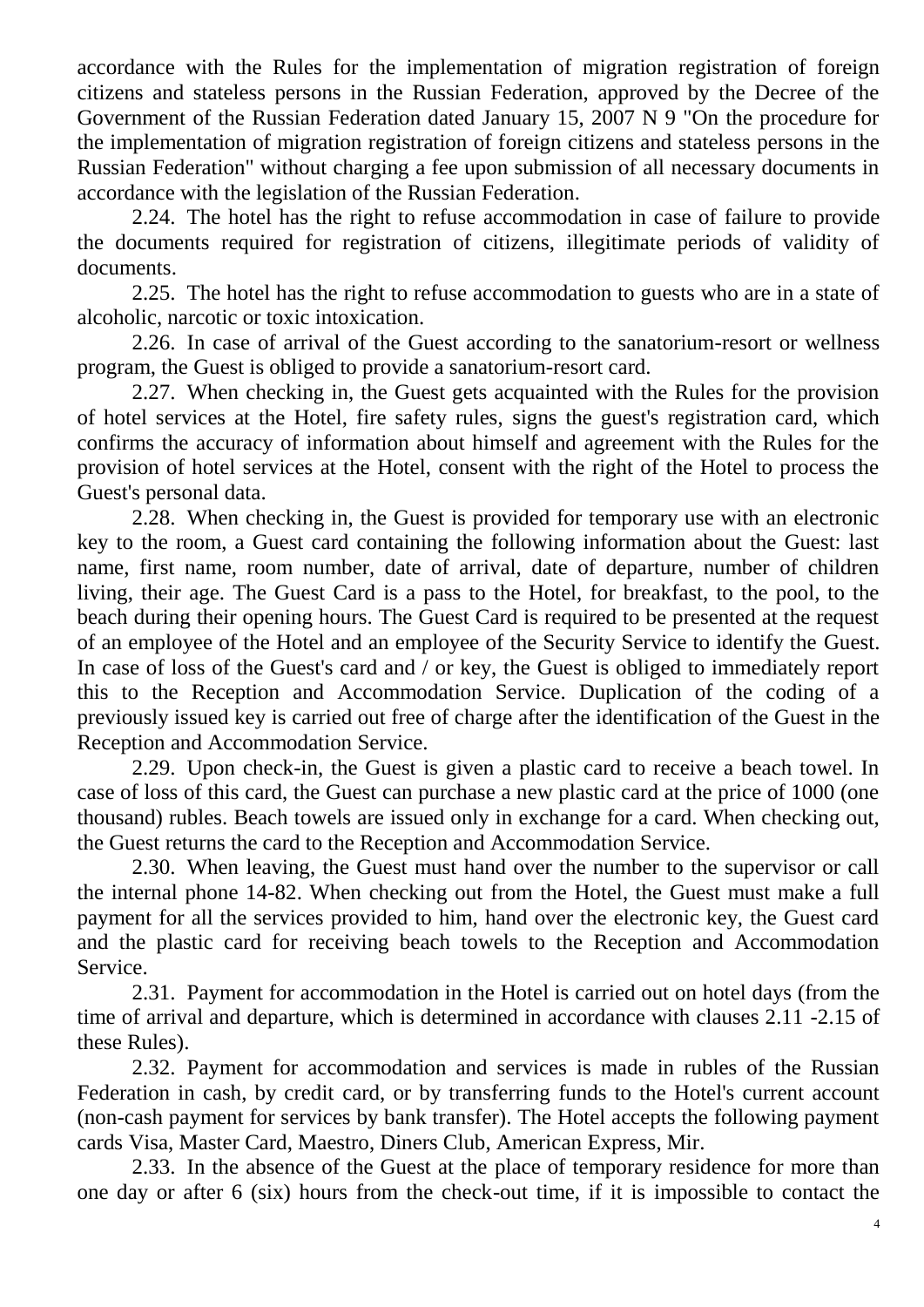accordance with the Rules for the implementation of migration registration of foreign citizens and stateless persons in the Russian Federation, approved by the Decree of the Government of the Russian Federation dated January 15, 2007 N 9 "On the procedure for the implementation of migration registration of foreign citizens and stateless persons in the Russian Federation" without charging a fee upon submission of all necessary documents in accordance with the legislation of the Russian Federation.

2.24. The hotel has the right to refuse accommodation in case of failure to provide the documents required for registration of citizens, illegitimate periods of validity of documents.

2.25. The hotel has the right to refuse accommodation to guests who are in a state of alcoholic, narcotic or toxic intoxication.

2.26. In case of arrival of the Guest according to the sanatorium-resort or wellness program, the Guest is obliged to provide a sanatorium-resort card.

2.27. When checking in, the Guest gets acquainted with the Rules for the provision of hotel services at the Hotel, fire safety rules, signs the guest's registration card, which confirms the accuracy of information about himself and agreement with the Rules for the provision of hotel services at the Hotel, consent with the right of the Hotel to process the Guest's personal data.

2.28. When checking in, the Guest is provided for temporary use with an electronic key to the room, a Guest card containing the following information about the Guest: last name, first name, room number, date of arrival, date of departure, number of children living, their age. The Guest Card is a pass to the Hotel, for breakfast, to the pool, to the beach during their opening hours. The Guest Card is required to be presented at the request of an employee of the Hotel and an employee of the Security Service to identify the Guest. In case of loss of the Guest's card and / or key, the Guest is obliged to immediately report this to the Reception and Accommodation Service. Duplication of the coding of a previously issued key is carried out free of charge after the identification of the Guest in the Reception and Accommodation Service.

2.29. Upon check-in, the Guest is given a plastic card to receive a beach towel. In case of loss of this card, the Guest can purchase a new plastic card at the price of 1000 (one thousand) rubles. Beach towels are issued only in exchange for a card. When checking out, the Guest returns the card to the Reception and Accommodation Service.

2.30. When leaving, the Guest must hand over the number to the supervisor or call the internal phone 14-82. When checking out from the Hotel, the Guest must make a full payment for all the services provided to him, hand over the electronic key, the Guest card and the plastic card for receiving beach towels to the Reception and Accommodation Service.

2.31. Payment for accommodation in the Hotel is carried out on hotel days (from the time of arrival and departure, which is determined in accordance with clauses 2.11 -2.15 of these Rules).

2.32. Payment for accommodation and services is made in rubles of the Russian Federation in cash, by credit card, or by transferring funds to the Hotel's current account (non-cash payment for services by bank transfer). The Hotel accepts the following payment cards Visa, Master Card, Maestro, Diners Club, American Express, Mir.

2.33. In the absence of the Guest at the place of temporary residence for more than one day or after 6 (six) hours from the check-out time, if it is impossible to contact the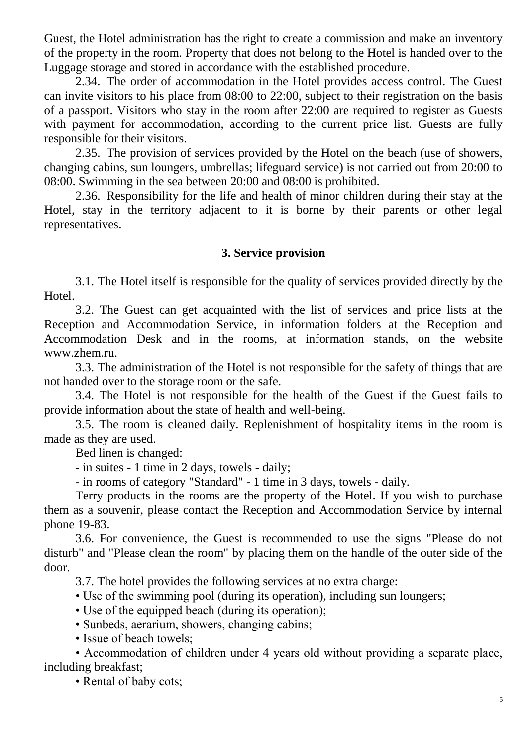Guest, the Hotel administration has the right to create a commission and make an inventory of the property in the room. Property that does not belong to the Hotel is handed over to the Luggage storage and stored in accordance with the established procedure.

2.34. The order of accommodation in the Hotel provides access control. The Guest can invite visitors to his place from 08:00 to 22:00, subject to their registration on the basis of a passport. Visitors who stay in the room after 22:00 are required to register as Guests with payment for accommodation, according to the current price list. Guests are fully responsible for their visitors.

2.35. The provision of services provided by the Hotel on the beach (use of showers, changing cabins, sun loungers, umbrellas; lifeguard service) is not carried out from 20:00 to 08:00. Swimming in the sea between 20:00 and 08:00 is prohibited.

2.36. Responsibility for the life and health of minor children during their stay at the Hotel, stay in the territory adjacent to it is borne by their parents or other legal representatives.

## 3. Service provision

3.1. The Hotel itself is responsible for the quality of services provided directly by the Hotel.

3.2. The Guest can get acquainted with the list of services and price lists at the Reception and Accommodation Service, in information folders at the Reception and Accommodation Desk and in the rooms, at information stands, on the website www.zhem.ru.

3.3. The administration of the Hotel is not responsible for the safety of things that are not handed over to the storage room or the safe.

3.4. The Hotel is not responsible for the health of the Guest if the Guest fails to provide information about the state of health and well-being.

3.5. The room is cleaned daily. Replenishment of hospitality items in the room is made as they are used.

Bed linen is changed:

- in suites - 1 time in 2 days, towels - daily;
- in rooms of category "Standard" - 1 time in 3 days, towels - daily.

Terry products in the rooms are the property of the Hotel. If you wish to purchase them as a souvenir, please contact the Reception and Accommodation Service by internal phone 19-83.

3.6. For convenience, the Guest is recommended to use the signs "Please do not disturb" and "Please clean the room" by placing them on the handle of the outer side of the door.

3.7. The hotel provides the following services at no extra charge:

• Use of the swimming pool (during its operation), including sun loungers;

• Use of the equipped beach (during its operation);

• Sunbeds, aerarium, showers, changing cabins;

• Issue of beach towels;

• Accommodation of children under 4 years old without providing a separate place, including breakfast;

• Rental of baby cots;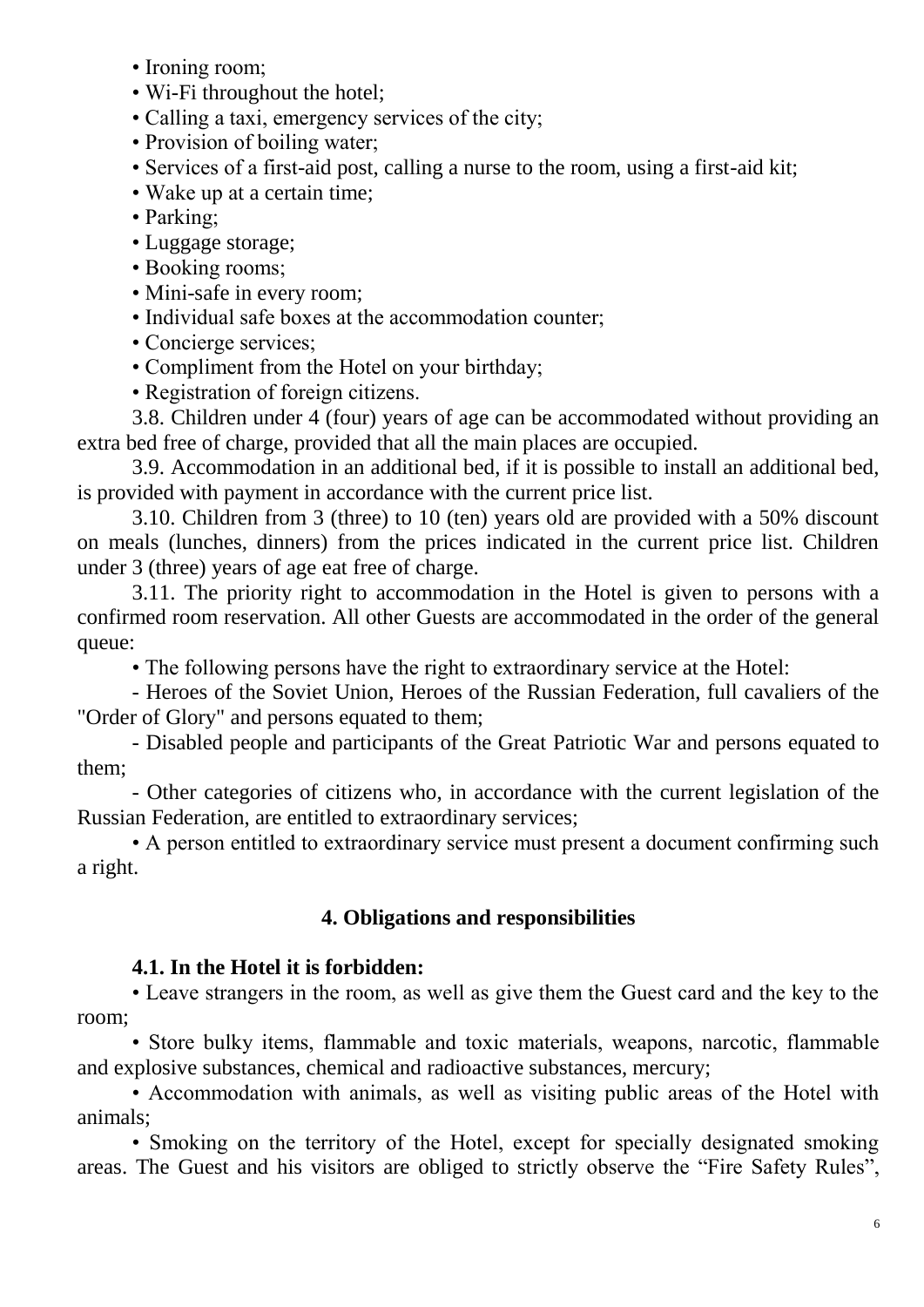- Ironing room;
- Wi-Fi throughout the hotel;
- Calling a taxi, emergency services of the city;
- Provision of boiling water;
- Services of a first-aid post, calling a nurse to the room, using a first-aid kit;
- Wake up at a certain time;
- Parking;
- Luggage storage;
- Booking rooms;
- Mini-safe in every room;
- Individual safe boxes at the accommodation counter;
- Concierge services;
- Compliment from the Hotel on your birthday;
- Registration of foreign citizens.

3.8. Children under 4 (four) years of age can be accommodated without providing an extra bed free of charge, provided that all the main places are occupied.

3.9. Accommodation in an additional bed, if it is possible to install an additional bed, is provided with payment in accordance with the current price list.

3.10. Children from 3 (three) to 10 (ten) years old are provided with a 50% discount on meals (lunches, dinners) from the prices indicated in the current price list. Children under 3 (three) years of age eat free of charge.

3.11. The priority right to accommodation in the Hotel is given to persons with a confirmed room reservation. All other Guests are accommodated in the order of the general queue:

- The following persons have the right to extraordinary service at the Hotel:
  - Heroes of the Soviet Union, Heroes of the Russian Federation, full cavaliers of the "Order of Glory" and persons equated to them;
  - Disabled people and participants of the Great Patriotic War and persons equated to them;
  - Other categories of citizens who, in accordance with the current legislation of the Russian Federation, are entitled to extraordinary services;
- A person entitled to extraordinary service must present a document confirming such a right.

## 4. Obligations and responsibilities

### 4.1. In the Hotel it is forbidden:

- Leave strangers in the room, as well as give them the Guest card and the key to the room;
- Store bulky items, flammable and toxic materials, weapons, narcotic, flammable and explosive substances, chemical and radioactive substances, mercury;
- Accommodation with animals, as well as visiting public areas of the Hotel with animals;
- Smoking on the territory of the Hotel, except for specially designated smoking areas. The Guest and his visitors are obliged to strictly observe the “Fire Safety Rules”,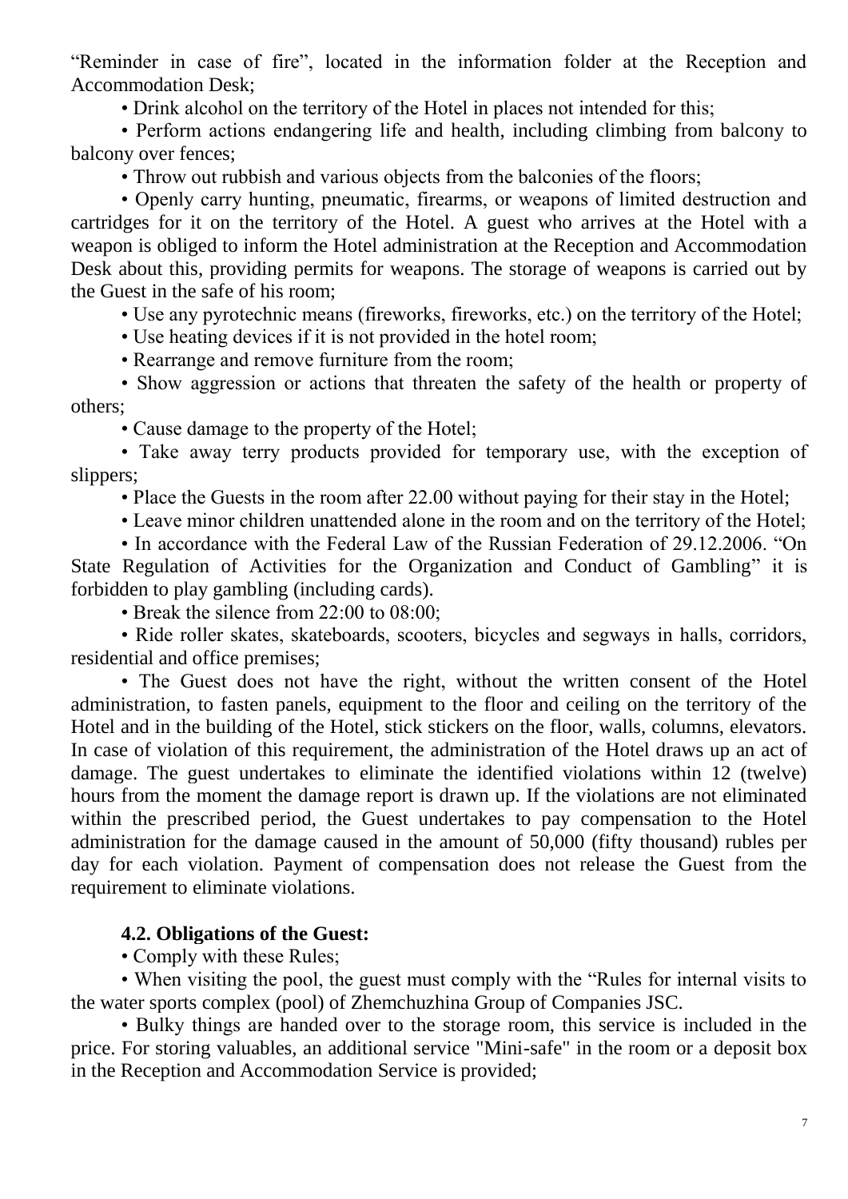"Reminder in case of fire", located in the information folder at the Reception and Accommodation Desk;

• Drink alcohol on the territory of the Hotel in places not intended for this;

• Perform actions endangering life and health, including climbing from balcony to balcony over fences;

• Throw out rubbish and various objects from the balconies of the floors;

• Openly carry hunting, pneumatic, firearms, or weapons of limited destruction and cartridges for it on the territory of the Hotel. A guest who arrives at the Hotel with a weapon is obliged to inform the Hotel administration at the Reception and Accommodation Desk about this, providing permits for weapons. The storage of weapons is carried out by the Guest in the safe of his room;

• Use any pyrotechnic means (fireworks, fireworks, etc.) on the territory of the Hotel;

• Use heating devices if it is not provided in the hotel room;

• Rearrange and remove furniture from the room;

• Show aggression or actions that threaten the safety of the health or property of others;

• Cause damage to the property of the Hotel;

• Take away terry products provided for temporary use, with the exception of slippers;

• Place the Guests in the room after 22.00 without paying for their stay in the Hotel;

• Leave minor children unattended alone in the room and on the territory of the Hotel;

• In accordance with the Federal Law of the Russian Federation of 29.12.2006. "On State Regulation of Activities for the Organization and Conduct of Gambling" it is forbidden to play gambling (including cards).

• Break the silence from 22:00 to 08:00;

• Ride roller skates, skateboards, scooters, bicycles and segways in halls, corridors, residential and office premises;

• The Guest does not have the right, without the written consent of the Hotel administration, to fasten panels, equipment to the floor and ceiling on the territory of the Hotel and in the building of the Hotel, stick stickers on the floor, walls, columns, elevators. In case of violation of this requirement, the administration of the Hotel draws up an act of damage. The guest undertakes to eliminate the identified violations within 12 (twelve) hours from the moment the damage report is drawn up. If the violations are not eliminated within the prescribed period, the Guest undertakes to pay compensation to the Hotel administration for the damage caused in the amount of 50,000 (fifty thousand) rubles per day for each violation. Payment of compensation does not release the Guest from the requirement to eliminate violations.

### 4.2. Obligations of the Guest:

• Comply with these Rules;

• When visiting the pool, the guest must comply with the "Rules for internal visits to the water sports complex (pool) of Zhemchuzhina Group of Companies JSC.

• Bulky things are handed over to the storage room, this service is included in the price. For storing valuables, an additional service "Mini-safe" in the room or a deposit box in the Reception and Accommodation Service is provided;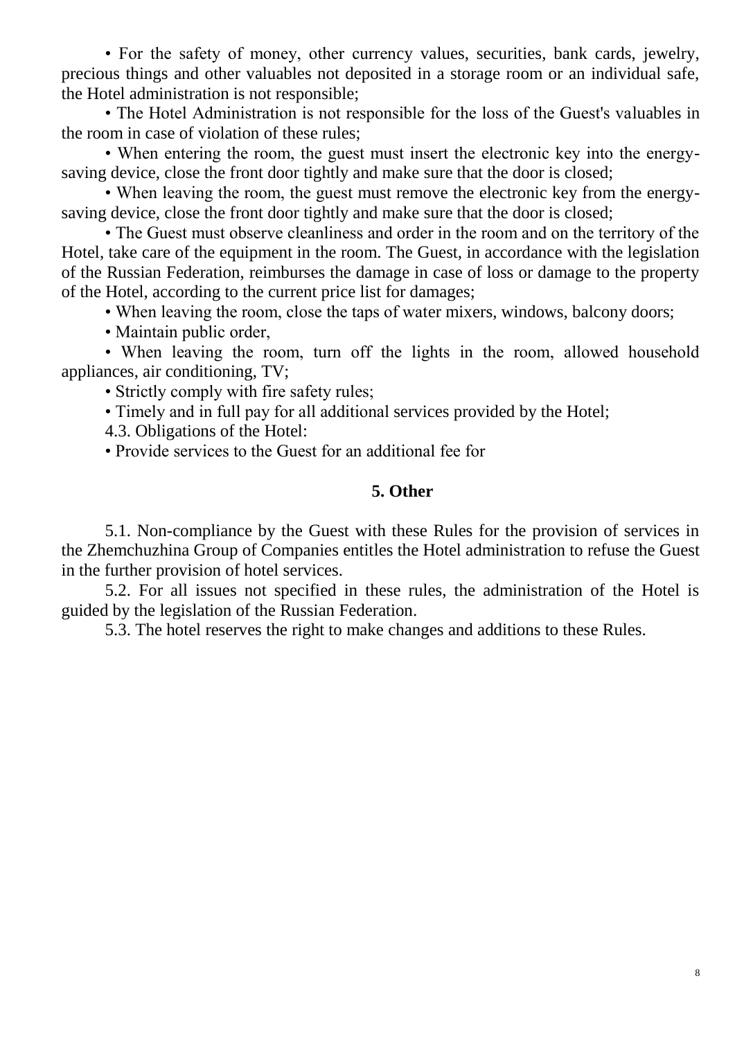• For the safety of money, other currency values, securities, bank cards, jewelry, precious things and other valuables not deposited in a storage room or an individual safe, the Hotel administration is not responsible;

• The Hotel Administration is not responsible for the loss of the Guest's valuables in the room in case of violation of these rules;

• When entering the room, the guest must insert the electronic key into the energy-saving device, close the front door tightly and make sure that the door is closed;

• When leaving the room, the guest must remove the electronic key from the energy-saving device, close the front door tightly and make sure that the door is closed;

• The Guest must observe cleanliness and order in the room and on the territory of the Hotel, take care of the equipment in the room. The Guest, in accordance with the legislation of the Russian Federation, reimburses the damage in case of loss or damage to the property of the Hotel, according to the current price list for damages;

• When leaving the room, close the taps of water mixers, windows, balcony doors;

• Maintain public order,

• When leaving the room, turn off the lights in the room, allowed household appliances, air conditioning, TV;

• Strictly comply with fire safety rules;

• Timely and in full pay for all additional services provided by the Hotel;

4.3. Obligations of the Hotel:

• Provide services to the Guest for an additional fee for

## 5. Other

5.1. Non-compliance by the Guest with these Rules for the provision of services in the Zhemchuzhina Group of Companies entitles the Hotel administration to refuse the Guest in the further provision of hotel services.

5.2. For all issues not specified in these rules, the administration of the Hotel is guided by the legislation of the Russian Federation.

5.3. The hotel reserves the right to make changes and additions to these Rules.